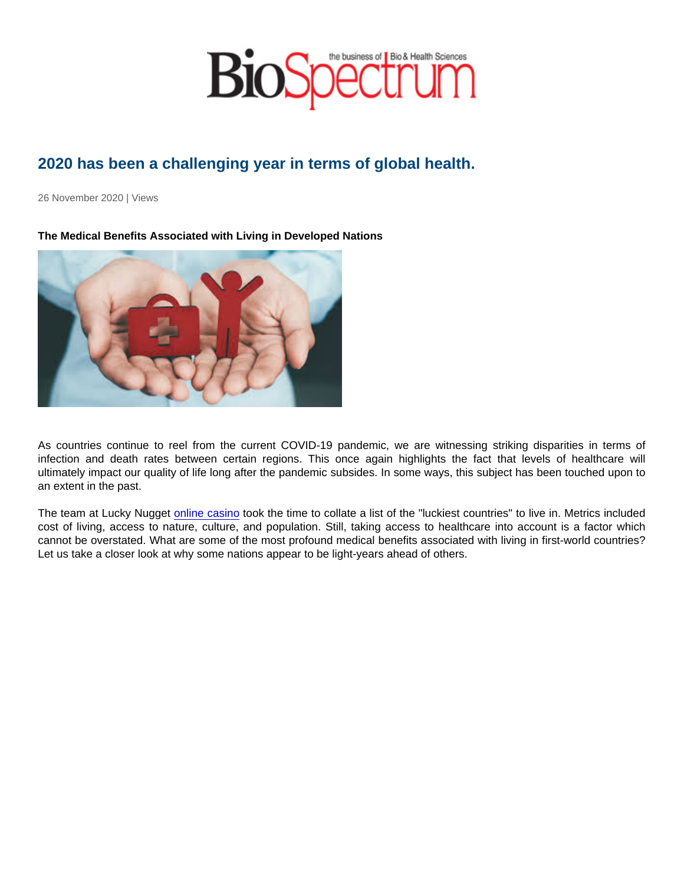# 2020 has been a challenging year in terms of global health.

26 November 2020 | Views

**The Medical Benefits Associated with Living in Developed Nations**

As countries continue to reel from the current COVID-19 pandemic, we are witnessing striking disparities in terms of infection and death rates between certain regions. This once again highlights the fact that levels of healthcare will ultimately impact our quality of life long after the pandemic subsides. In some ways, this subject has been touched upon to an extent in the past.

The team at Lucky Nugget online casino took the time to collate a list of the "luckiest countries" to live in. Metrics included cost of living, access to nature, culture, and population. Still, taking access to healthcare into account is a factor which cannot be overstated. What are some of the most profound medical benefits associated with living in first-world countries? Let us take a closer look at why some nations appear to be light-years ahead of others.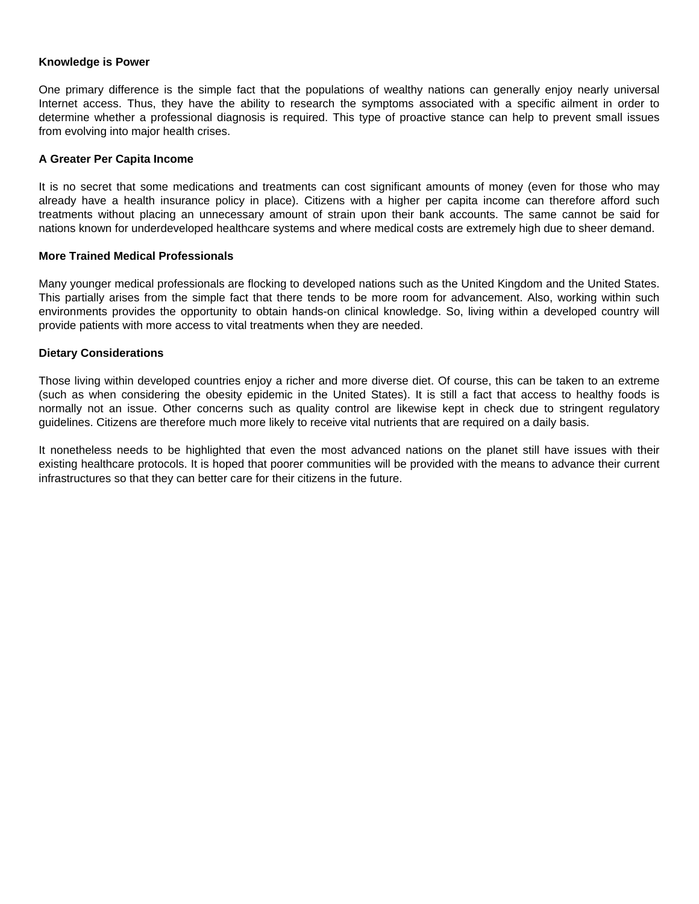**Knowledge is Power**

One primary difference is the simple fact that the populations of wealthy nations can generally enjoy nearly universal Internet access. Thus, they have the ability to research the symptoms associated with a specific ailment in order to determine whether a professional diagnosis is required. This type of proactive stance can help to prevent small issues from evolving into major health crises.

**A Greater Per Capita Income**

It is no secret that some medications and treatments can cost significant amounts of money (even for those who may already have a health insurance policy in place). Citizens with a higher per capita income can therefore afford such treatments without placing an unnecessary amount of strain upon their bank accounts. The same cannot be said for nations known for underdeveloped healthcare systems and where medical costs are extremely high due to sheer demand.

**More Trained Medical Professionals**

Many younger medical professionals are flocking to developed nations such as the United Kingdom and the United States. This partially arises from the simple fact that there tends to be more room for advancement. Also, working within such environments provides the opportunity to obtain hands-on clinical knowledge. So, living within a developed country will provide patients with more access to vital treatments when they are needed.

**Dietary Considerations**

Those living within developed countries enjoy a richer and more diverse diet. Of course, this can be taken to an extreme (such as when considering the obesity epidemic in the United States). It is still a fact that access to healthy foods is normally not an issue. Other concerns such as quality control are likewise kept in check due to stringent regulatory guidelines. Citizens are therefore much more likely to receive vital nutrients that are required on a daily basis.

It nonetheless needs to be highlighted that even the most advanced nations on the planet still have issues with their existing healthcare protocols. It is hoped that poorer communities will be provided with the means to advance their current infrastructures so that they can better care for their citizens in the future.